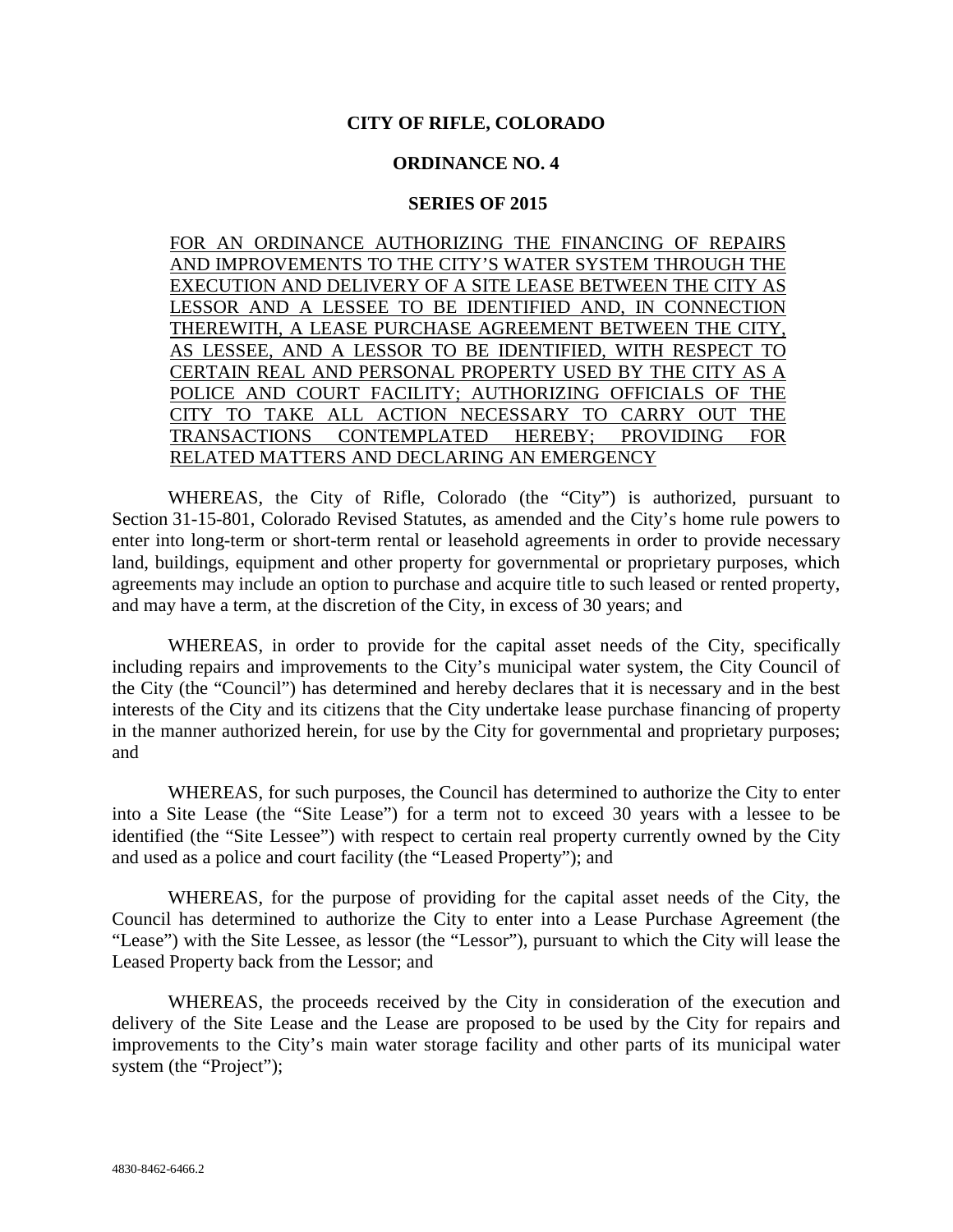**CITY OF RIFLE, COLORADO**

**ORDINANCE NO. 4**

**SERIES OF 2015**

FOR AN ORDINANCE AUTHORIZING THE FINANCING OF REPAIRS AND IMPROVEMENTS TO THE CITY'S WATER SYSTEM THROUGH THE EXECUTION AND DELIVERY OF A SITE LEASE BETWEEN THE CITY AS LESSOR AND A LESSEE TO BE IDENTIFIED AND, IN CONNECTION THEREWITH, A LEASE PURCHASE AGREEMENT BETWEEN THE CITY, AS LESSEE, AND A LESSOR TO BE IDENTIFIED, WITH RESPECT TO CERTAIN REAL AND PERSONAL PROPERTY USED BY THE CITY AS A POLICE AND COURT FACILITY; AUTHORIZING OFFICIALS OF THE CITY TO TAKE ALL ACTION NECESSARY TO CARRY OUT THE TRANSACTIONS CONTEMPLATED HEREBY; PROVIDING FOR RELATED MATTERS AND DECLARING AN EMERGENCY

WHEREAS, the City of Rifle, Colorado (the "City") is authorized, pursuant to Section 31-15-801, Colorado Revised Statutes, as amended and the City's home rule powers to enter into long-term or short-term rental or leasehold agreements in order to provide necessary land, buildings, equipment and other property for governmental or proprietary purposes, which agreements may include an option to purchase and acquire title to such leased or rented property, and may have a term, at the discretion of the City, in excess of 30 years; and

WHEREAS, in order to provide for the capital asset needs of the City, specifically including repairs and improvements to the City's municipal water system, the City Council of the City (the "Council") has determined and hereby declares that it is necessary and in the best interests of the City and its citizens that the City undertake lease purchase financing of property in the manner authorized herein, for use by the City for governmental and proprietary purposes; and

WHEREAS, for such purposes, the Council has determined to authorize the City to enter into a Site Lease (the "Site Lease") for a term not to exceed 30 years with a lessee to be identified (the "Site Lessee") with respect to certain real property currently owned by the City and used as a police and court facility (the "Leased Property"); and

WHEREAS, for the purpose of providing for the capital asset needs of the City, the Council has determined to authorize the City to enter into a Lease Purchase Agreement (the "Lease") with the Site Lessee, as lessor (the "Lessor"), pursuant to which the City will lease the Leased Property back from the Lessor; and

WHEREAS, the proceeds received by the City in consideration of the execution and delivery of the Site Lease and the Lease are proposed to be used by the City for repairs and improvements to the City's main water storage facility and other parts of its municipal water system (the "Project");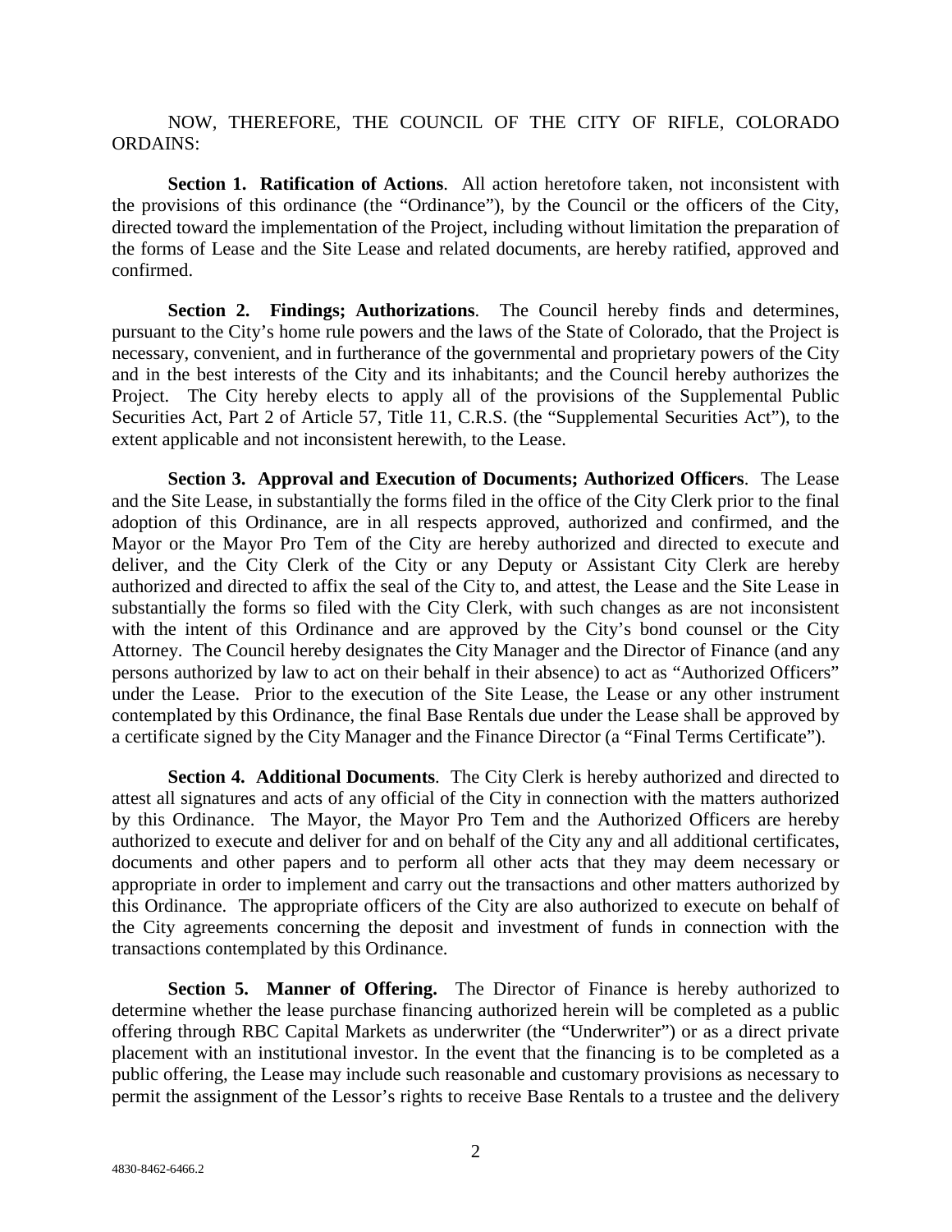NOW, THEREFORE, THE COUNCIL OF THE CITY OF RIFLE, COLORADO ORDAINS:

**Section 1. Ratification of Actions**. All action heretofore taken, not inconsistent with the provisions of this ordinance (the "Ordinance"), by the Council or the officers of the City, directed toward the implementation of the Project, including without limitation the preparation of the forms of Lease and the Site Lease and related documents, are hereby ratified, approved and confirmed.

**Section 2. Findings; Authorizations**. The Council hereby finds and determines, pursuant to the City's home rule powers and the laws of the State of Colorado, that the Project is necessary, convenient, and in furtherance of the governmental and proprietary powers of the City and in the best interests of the City and its inhabitants; and the Council hereby authorizes the Project. The City hereby elects to apply all of the provisions of the Supplemental Public Securities Act, Part 2 of Article 57, Title 11, C.R.S. (the "Supplemental Securities Act"), to the extent applicable and not inconsistent herewith, to the Lease.

**Section 3. Approval and Execution of Documents; Authorized Officers**. The Lease and the Site Lease, in substantially the forms filed in the office of the City Clerk prior to the final adoption of this Ordinance, are in all respects approved, authorized and confirmed, and the Mayor or the Mayor Pro Tem of the City are hereby authorized and directed to execute and deliver, and the City Clerk of the City or any Deputy or Assistant City Clerk are hereby authorized and directed to affix the seal of the City to, and attest, the Lease and the Site Lease in substantially the forms so filed with the City Clerk, with such changes as are not inconsistent with the intent of this Ordinance and are approved by the City's bond counsel or the City Attorney. The Council hereby designates the City Manager and the Director of Finance (and any persons authorized by law to act on their behalf in their absence) to act as "Authorized Officers" under the Lease. Prior to the execution of the Site Lease, the Lease or any other instrument contemplated by this Ordinance, the final Base Rentals due under the Lease shall be approved by a certificate signed by the City Manager and the Finance Director (a "Final Terms Certificate").

**Section 4. Additional Documents**. The City Clerk is hereby authorized and directed to attest all signatures and acts of any official of the City in connection with the matters authorized by this Ordinance. The Mayor, the Mayor Pro Tem and the Authorized Officers are hereby authorized to execute and deliver for and on behalf of the City any and all additional certificates, documents and other papers and to perform all other acts that they may deem necessary or appropriate in order to implement and carry out the transactions and other matters authorized by this Ordinance. The appropriate officers of the City are also authorized to execute on behalf of the City agreements concerning the deposit and investment of funds in connection with the transactions contemplated by this Ordinance.

**Section 5. Manner of Offering.** The Director of Finance is hereby authorized to determine whether the lease purchase financing authorized herein will be completed as a public offering through RBC Capital Markets as underwriter (the "Underwriter") or as a direct private placement with an institutional investor. In the event that the financing is to be completed as a public offering, the Lease may include such reasonable and customary provisions as necessary to permit the assignment of the Lessor's rights to receive Base Rentals to a trustee and the delivery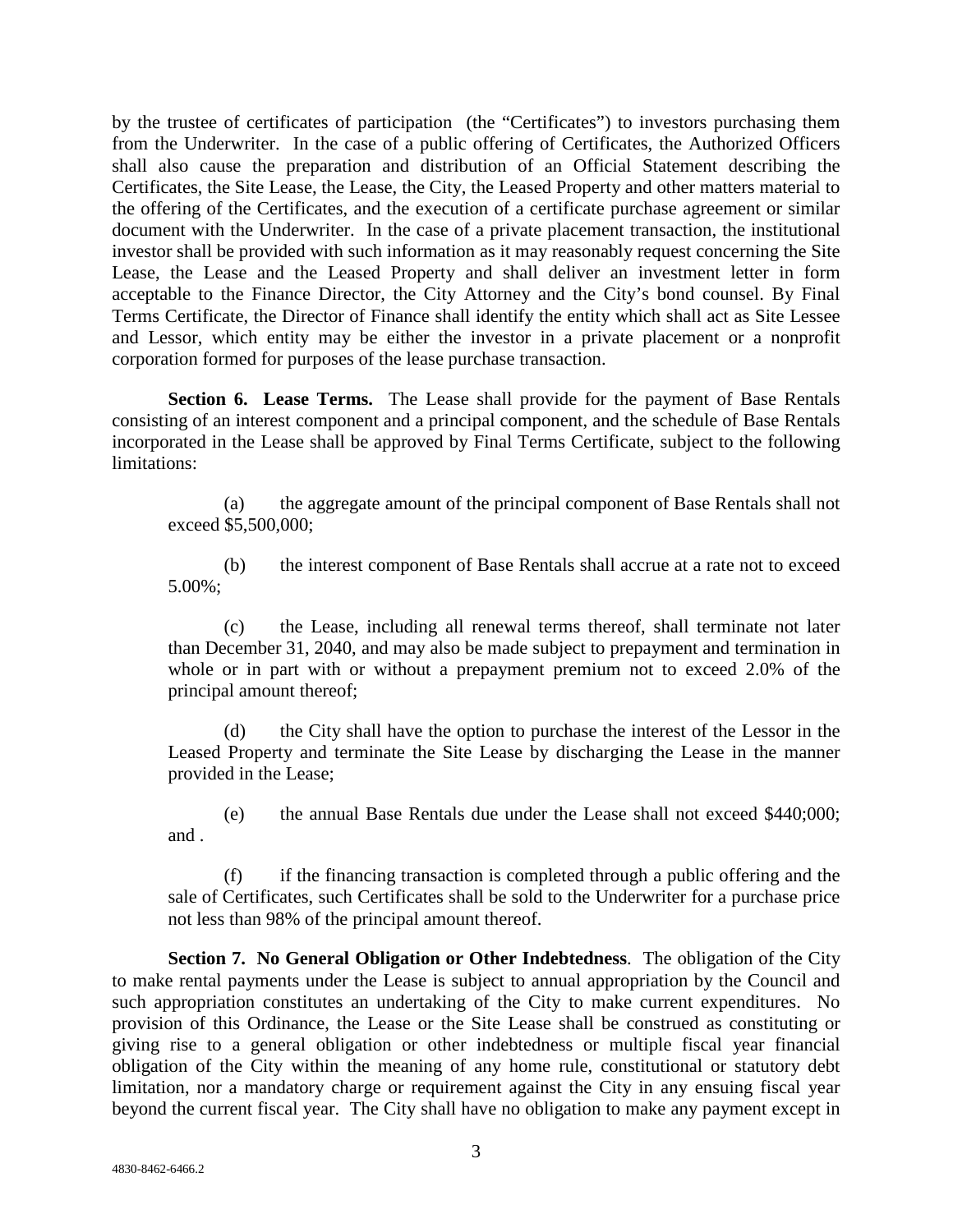by the trustee of certificates of participation (the "Certificates") to investors purchasing them from the Underwriter. In the case of a public offering of Certificates, the Authorized Officers shall also cause the preparation and distribution of an Official Statement describing the Certificates, the Site Lease, the Lease, the City, the Leased Property and other matters material to the offering of the Certificates, and the execution of a certificate purchase agreement or similar document with the Underwriter. In the case of a private placement transaction, the institutional investor shall be provided with such information as it may reasonably request concerning the Site Lease, the Lease and the Leased Property and shall deliver an investment letter in form acceptable to the Finance Director, the City Attorney and the City's bond counsel. By Final Terms Certificate, the Director of Finance shall identify the entity which shall act as Site Lessee and Lessor, which entity may be either the investor in a private placement or a nonprofit corporation formed for purposes of the lease purchase transaction.

**Section 6. Lease Terms.** The Lease shall provide for the payment of Base Rentals consisting of an interest component and a principal component, and the schedule of Base Rentals incorporated in the Lease shall be approved by Final Terms Certificate, subject to the following limitations:

(a) the aggregate amount of the principal component of Base Rentals shall not exceed $5,500,000;

(b) the interest component of Base Rentals shall accrue at a rate not to exceed 5.00%;

(c) the Lease, including all renewal terms thereof, shall terminate not later than December 31, 2040, and may also be made subject to prepayment and termination in whole or in part with or without a prepayment premium not to exceed 2.0% of the principal amount thereof;

(d) the City shall have the option to purchase the interest of the Lessor in the Leased Property and terminate the Site Lease by discharging the Lease in the manner provided in the Lease;

(e) the annual Base Rentals due under the Lease shall not exceed $440;000; and .

(f) if the financing transaction is completed through a public offering and the sale of Certificates, such Certificates shall be sold to the Underwriter for a purchase price not less than 98% of the principal amount thereof.

**Section 7. No General Obligation or Other Indebtedness**. The obligation of the City to make rental payments under the Lease is subject to annual appropriation by the Council and such appropriation constitutes an undertaking of the City to make current expenditures. No provision of this Ordinance, the Lease or the Site Lease shall be construed as constituting or giving rise to a general obligation or other indebtedness or multiple fiscal year financial obligation of the City within the meaning of any home rule, constitutional or statutory debt limitation, nor a mandatory charge or requirement against the City in any ensuing fiscal year beyond the current fiscal year. The City shall have no obligation to make any payment except in

4830-8462-6466.2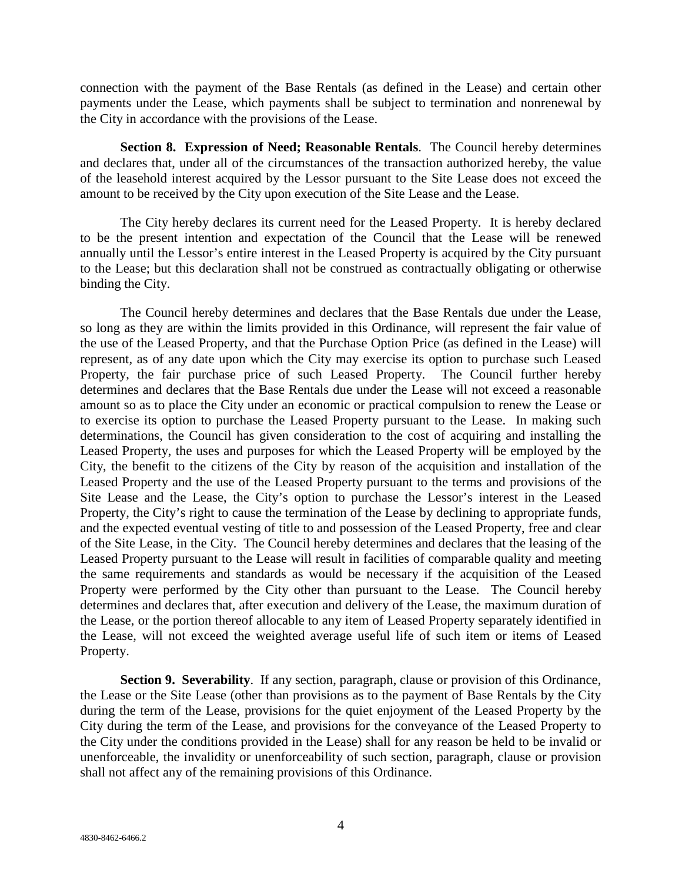connection with the payment of the Base Rentals (as defined in the Lease) and certain other payments under the Lease, which payments shall be subject to termination and nonrenewal by the City in accordance with the provisions of the Lease.

**Section 8. Expression of Need; Reasonable Rentals**. The Council hereby determines and declares that, under all of the circumstances of the transaction authorized hereby, the value of the leasehold interest acquired by the Lessor pursuant to the Site Lease does not exceed the amount to be received by the City upon execution of the Site Lease and the Lease.

The City hereby declares its current need for the Leased Property. It is hereby declared to be the present intention and expectation of the Council that the Lease will be renewed annually until the Lessor's entire interest in the Leased Property is acquired by the City pursuant to the Lease; but this declaration shall not be construed as contractually obligating or otherwise binding the City.

The Council hereby determines and declares that the Base Rentals due under the Lease, so long as they are within the limits provided in this Ordinance, will represent the fair value of the use of the Leased Property, and that the Purchase Option Price (as defined in the Lease) will represent, as of any date upon which the City may exercise its option to purchase such Leased Property, the fair purchase price of such Leased Property. The Council further hereby determines and declares that the Base Rentals due under the Lease will not exceed a reasonable amount so as to place the City under an economic or practical compulsion to renew the Lease or to exercise its option to purchase the Leased Property pursuant to the Lease. In making such determinations, the Council has given consideration to the cost of acquiring and installing the Leased Property, the uses and purposes for which the Leased Property will be employed by the City, the benefit to the citizens of the City by reason of the acquisition and installation of the Leased Property and the use of the Leased Property pursuant to the terms and provisions of the Site Lease and the Lease, the City's option to purchase the Lessor's interest in the Leased Property, the City's right to cause the termination of the Lease by declining to appropriate funds, and the expected eventual vesting of title to and possession of the Leased Property, free and clear of the Site Lease, in the City. The Council hereby determines and declares that the leasing of the Leased Property pursuant to the Lease will result in facilities of comparable quality and meeting the same requirements and standards as would be necessary if the acquisition of the Leased Property were performed by the City other than pursuant to the Lease. The Council hereby determines and declares that, after execution and delivery of the Lease, the maximum duration of the Lease, or the portion thereof allocable to any item of Leased Property separately identified in the Lease, will not exceed the weighted average useful life of such item or items of Leased Property.

**Section 9. Severability**. If any section, paragraph, clause or provision of this Ordinance, the Lease or the Site Lease (other than provisions as to the payment of Base Rentals by the City during the term of the Lease, provisions for the quiet enjoyment of the Leased Property by the City during the term of the Lease, and provisions for the conveyance of the Leased Property to the City under the conditions provided in the Lease) shall for any reason be held to be invalid or unenforceable, the invalidity or unenforceability of such section, paragraph, clause or provision shall not affect any of the remaining provisions of this Ordinance.

4830-8462-6466.2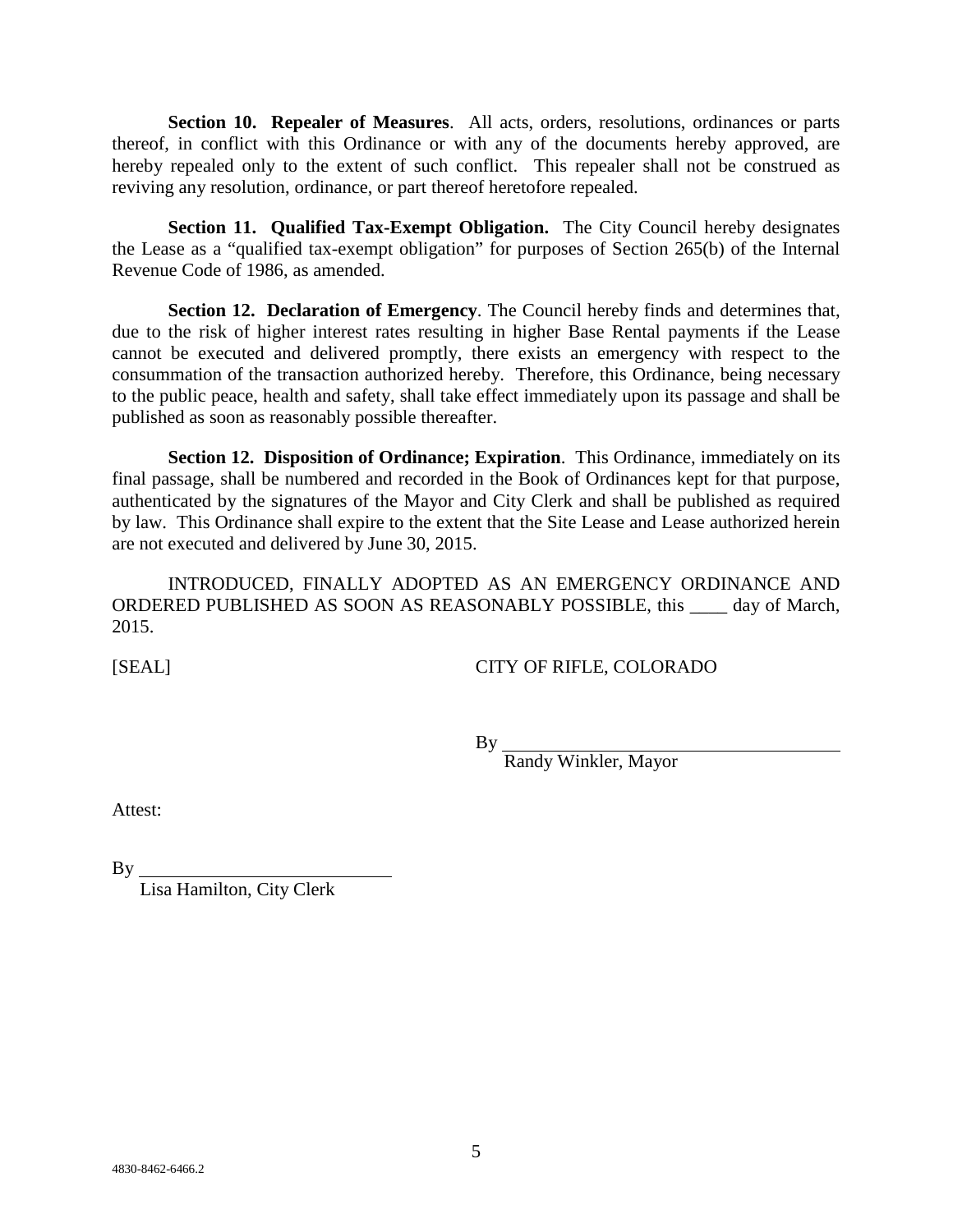**Section 10. Repealer of Measures**. All acts, orders, resolutions, ordinances or parts thereof, in conflict with this Ordinance or with any of the documents hereby approved, are hereby repealed only to the extent of such conflict. This repealer shall not be construed as reviving any resolution, ordinance, or part thereof heretofore repealed.

**Section 11. Qualified Tax-Exempt Obligation.** The City Council hereby designates the Lease as a "qualified tax-exempt obligation" for purposes of Section 265(b) of the Internal Revenue Code of 1986, as amended.

**Section 12. Declaration of Emergency**. The Council hereby finds and determines that, due to the risk of higher interest rates resulting in higher Base Rental payments if the Lease cannot be executed and delivered promptly, there exists an emergency with respect to the consummation of the transaction authorized hereby. Therefore, this Ordinance, being necessary to the public peace, health and safety, shall take effect immediately upon its passage and shall be published as soon as reasonably possible thereafter.

**Section 12. Disposition of Ordinance; Expiration**. This Ordinance, immediately on its final passage, shall be numbered and recorded in the Book of Ordinances kept for that purpose, authenticated by the signatures of the Mayor and City Clerk and shall be published as required by law. This Ordinance shall expire to the extent that the Site Lease and Lease authorized herein are not executed and delivered by June 30, 2015.

INTRODUCED, FINALLY ADOPTED AS AN EMERGENCY ORDINANCE AND ORDERED PUBLISHED AS SOON AS REASONABLY POSSIBLE, this ____ day of March, 2015.

[SEAL]

CITY OF RIFLE, COLORADO

By ____________________________________
Randy Winkler, Mayor

Attest:

By ____________________________
Lisa Hamilton, City Clerk

4830-8462-6466.2